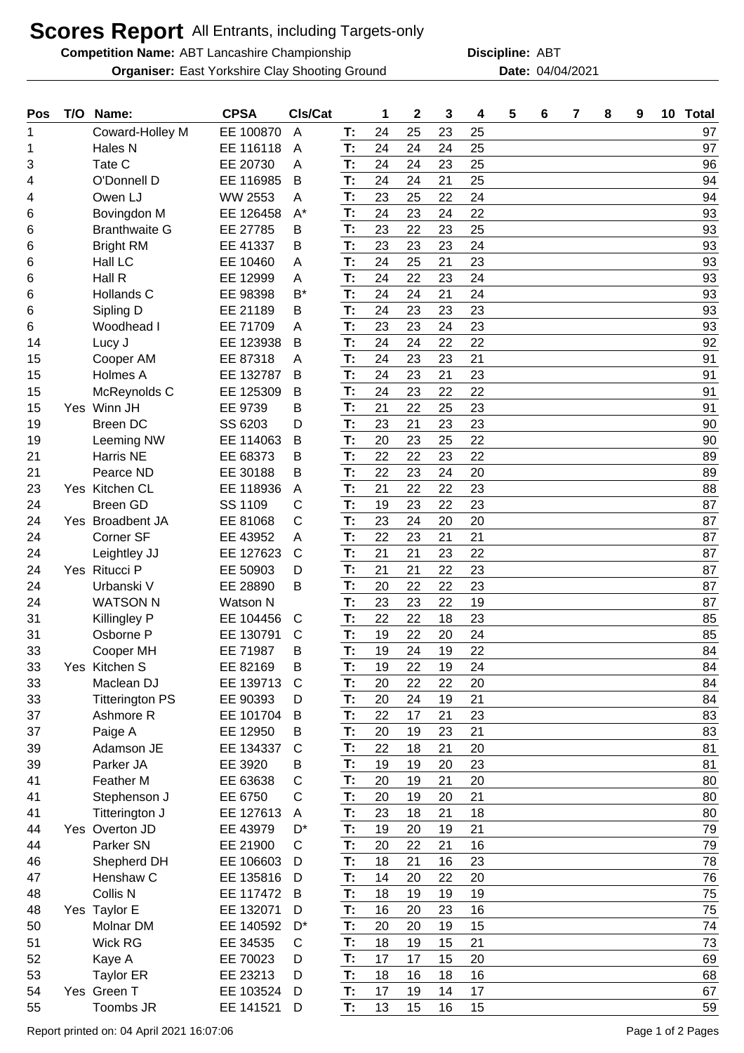# Scores Report All Entrants, including Targets-only

**Competition Name:** ABT Lancashire Championship **Discipline:** ABT

**Organiser:** East Yorkshire Clay Shooting Ground **Date:** 04/04/2021

| Pos | T/O | Name: | CPSA | Cls/Cat | | 1 | 2 | 3 | 4 | 5 | 6 | 7 | 8 | 9 | 10 | Total |
|---|---|---|---|---|---|---|---|---|---|---|---|---|---|---|---|---|
| 1 | | Coward-Holley M | EE 100870 | A | T: | 24 | 25 | 23 | 25 | | | | | | | 97 |
| 1 | | Hales N | EE 116118 | A | T: | 24 | 24 | 24 | 25 | | | | | | | 97 |
| 3 | | Tate C | EE 20730 | A | T: | 24 | 24 | 23 | 25 | | | | | | | 96 |
| 4 | | O'Donnell D | EE 116985 | B | T: | 24 | 24 | 21 | 25 | | | | | | | 94 |
| 4 | | Owen LJ | WW 2553 | A | T: | 23 | 25 | 22 | 24 | | | | | | | 94 |
| 6 | | Bovingdon M | EE 126458 | A* | T: | 24 | 23 | 24 | 22 | | | | | | | 93 |
| 6 | | Branthwaite G | EE 27785 | B | T: | 23 | 22 | 23 | 25 | | | | | | | 93 |
| 6 | | Bright RM | EE 41337 | B | T: | 23 | 23 | 23 | 24 | | | | | | | 93 |
| 6 | | Hall LC | EE 10460 | A | T: | 24 | 25 | 21 | 23 | | | | | | | 93 |
| 6 | | Hall R | EE 12999 | A | T: | 24 | 22 | 23 | 24 | | | | | | | 93 |
| 6 | | Hollands C | EE 98398 | B* | T: | 24 | 24 | 21 | 24 | | | | | | | 93 |
| 6 | | Sipling D | EE 21189 | B | T: | 24 | 23 | 23 | 23 | | | | | | | 93 |
| 6 | | Woodhead I | EE 71709 | A | T: | 23 | 23 | 24 | 23 | | | | | | | 93 |
| 14 | | Lucy J | EE 123938 | B | T: | 24 | 24 | 22 | 22 | | | | | | | 92 |
| 15 | | Cooper AM | EE 87318 | A | T: | 24 | 23 | 23 | 21 | | | | | | | 91 |
| 15 | | Holmes A | EE 132787 | B | T: | 24 | 23 | 21 | 23 | | | | | | | 91 |
| 15 | | McReynolds C | EE 125309 | B | T: | 24 | 23 | 22 | 22 | | | | | | | 91 |
| 15 | Yes | Winn JH | EE 9739 | B | T: | 21 | 22 | 25 | 23 | | | | | | | 91 |
| 19 | | Breen DC | SS 6203 | D | T: | 23 | 21 | 23 | 23 | | | | | | | 90 |
| 19 | | Leeming NW | EE 114063 | B | T: | 20 | 23 | 25 | 22 | | | | | | | 90 |
| 21 | | Harris NE | EE 68373 | B | T: | 22 | 22 | 23 | 22 | | | | | | | 89 |
| 21 | | Pearce ND | EE 30188 | B | T: | 22 | 23 | 24 | 20 | | | | | | | 89 |
| 23 | Yes | Kitchen CL | EE 118936 | A | T: | 21 | 22 | 22 | 23 | | | | | | | 88 |
| 24 | | Breen GD | SS 1109 | C | T: | 19 | 23 | 22 | 23 | | | | | | | 87 |
| 24 | Yes | Broadbent JA | EE 81068 | C | T: | 23 | 24 | 20 | 20 | | | | | | | 87 |
| 24 | | Corner SF | EE 43952 | A | T: | 22 | 23 | 21 | 21 | | | | | | | 87 |
| 24 | | Leightley JJ | EE 127623 | C | T: | 21 | 21 | 23 | 22 | | | | | | | 87 |
| 24 | Yes | Ritucci P | EE 50903 | D | T: | 21 | 21 | 22 | 23 | | | | | | | 87 |
| 24 | | Urbanski V | EE 28890 | B | T: | 20 | 22 | 22 | 23 | | | | | | | 87 |
| 24 | | WATSON N | Watson N | | T: | 23 | 23 | 22 | 19 | | | | | | | 87 |
| 31 | | Killingley P | EE 104456 | C | T: | 22 | 22 | 18 | 23 | | | | | | | 85 |
| 31 | | Osborne P | EE 130791 | C | T: | 19 | 22 | 20 | 24 | | | | | | | 85 |
| 33 | | Cooper MH | EE 71987 | B | T: | 19 | 24 | 19 | 22 | | | | | | | 84 |
| 33 | Yes | Kitchen S | EE 82169 | B | T: | 19 | 22 | 19 | 24 | | | | | | | 84 |
| 33 | | Maclean DJ | EE 139713 | C | T: | 20 | 22 | 22 | 20 | | | | | | | 84 |
| 33 | | Titterington PS | EE 90393 | D | T: | 20 | 24 | 19 | 21 | | | | | | | 84 |
| 37 | | Ashmore R | EE 101704 | B | T: | 22 | 17 | 21 | 23 | | | | | | | 83 |
| 37 | | Paige A | EE 12950 | B | T: | 20 | 19 | 23 | 21 | | | | | | | 83 |
| 39 | | Adamson JE | EE 134337 | C | T: | 22 | 18 | 21 | 20 | | | | | | | 81 |
| 39 | | Parker JA | EE 3920 | B | T: | 19 | 19 | 20 | 23 | | | | | | | 81 |
| 41 | | Feather M | EE 63638 | C | T: | 20 | 19 | 21 | 20 | | | | | | | 80 |
| 41 | | Stephenson J | EE 6750 | C | T: | 20 | 19 | 20 | 21 | | | | | | | 80 |
| 41 | | Titterington J | EE 127613 | A | T: | 23 | 18 | 21 | 18 | | | | | | | 80 |
| 44 | Yes | Overton JD | EE 43979 | D* | T: | 19 | 20 | 19 | 21 | | | | | | | 79 |
| 44 | | Parker SN | EE 21900 | C | T: | 20 | 22 | 21 | 16 | | | | | | | 79 |
| 46 | | Shepherd DH | EE 106603 | D | T: | 18 | 21 | 16 | 23 | | | | | | | 78 |
| 47 | | Henshaw C | EE 135816 | D | T: | 14 | 20 | 22 | 20 | | | | | | | 76 |
| 48 | | Collis N | EE 117472 | B | T: | 18 | 19 | 19 | 19 | | | | | | | 75 |
| 48 | Yes | Taylor E | EE 132071 | D | T: | 16 | 20 | 23 | 16 | | | | | | | 75 |
| 50 | | Molnar DM | EE 140592 | D* | T: | 20 | 20 | 19 | 15 | | | | | | | 74 |
| 51 | | Wick RG | EE 34535 | C | T: | 18 | 19 | 15 | 21 | | | | | | | 73 |
| 52 | | Kaye A | EE 70023 | D | T: | 17 | 17 | 15 | 20 | | | | | | | 69 |
| 53 | | Taylor ER | EE 23213 | D | T: | 18 | 16 | 18 | 16 | | | | | | | 68 |
| 54 | Yes | Green T | EE 103524 | D | T: | 17 | 19 | 14 | 17 | | | | | | | 67 |
| 55 | | Toombs JR | EE 141521 | D | T: | 13 | 15 | 16 | 15 | | | | | | | 59 |

Report printed on: 04 April 2021 16:07:06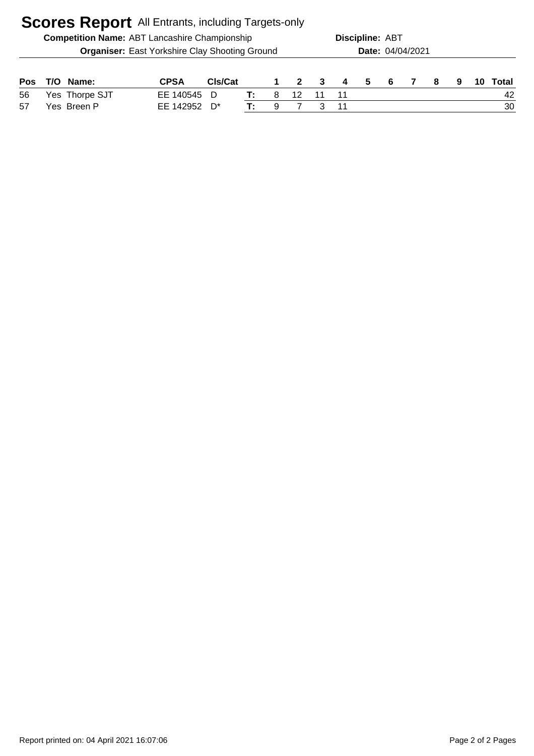# Scores Report All Entrants, including Targets-only

**Competition Name:** ABT Lancashire Championship **Discipline:** ABT

**Organiser:** East Yorkshire Clay Shooting Ground **Date:** 04/04/2021

| Pos | T/O | Name: | CPSA | Cls/Cat | | 1 | 2 | 3 | 4 | 5 | 6 | 7 | 8 | 9 | 10 | Total |
|---|---|---|---|---|---|---|---|---|---|---|---|---|---|---|---|---|
| 56 | Yes | Thorpe SJT | EE 140545 | D | T: | 8 | 12 | 11 | 11 | | | | | | | 42 |
| 57 | Yes | Breen P | EE 142952 | D* | T: | 9 | 7 | 3 | 11 | | | | | | | 30 |

Report printed on: 04 April 2021 16:07:06